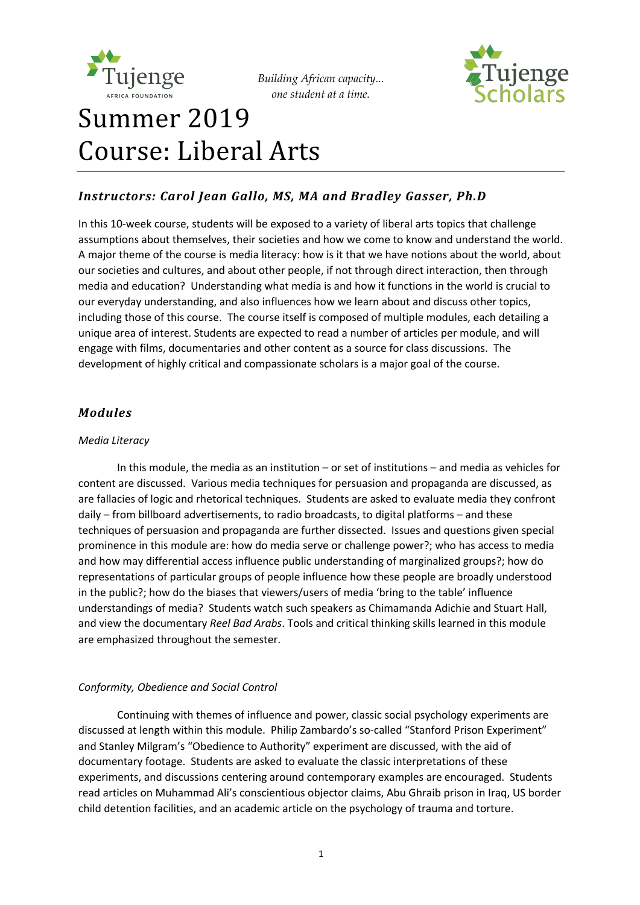Tujenge AFRICA FOUNDATION

*Building African capacity…*
*one student at a time.*

Tujenge Scholars

# Summer 2019
# Course: Liberal Arts

### ***Instructors: Carol Jean Gallo, MS, MA and Bradley Gasser, Ph.D***

In this 10-week course, students will be exposed to a variety of liberal arts topics that challenge assumptions about themselves, their societies and how we come to know and understand the world. A major theme of the course is media literacy: how is it that we have notions about the world, about our societies and cultures, and about other people, if not through direct interaction, then through media and education? Understanding what media is and how it functions in the world is crucial to our everyday understanding, and also influences how we learn about and discuss other topics, including those of this course. The course itself is composed of multiple modules, each detailing a unique area of interest. Students are expected to read a number of articles per module, and will engage with films, documentaries and other content as a source for class discussions. The development of highly critical and compassionate scholars is a major goal of the course.

## ***Modules***

*Media Literacy*

In this module, the media as an institution – or set of institutions – and media as vehicles for content are discussed. Various media techniques for persuasion and propaganda are discussed, as are fallacies of logic and rhetorical techniques. Students are asked to evaluate media they confront daily – from billboard advertisements, to radio broadcasts, to digital platforms – and these techniques of persuasion and propaganda are further dissected. Issues and questions given special prominence in this module are: how do media serve or challenge power?; who has access to media and how may differential access influence public understanding of marginalized groups?; how do representations of particular groups of people influence how these people are broadly understood in the public?; how do the biases that viewers/users of media 'bring to the table' influence understandings of media? Students watch such speakers as Chimamanda Adichie and Stuart Hall, and view the documentary *Reel Bad Arabs*. Tools and critical thinking skills learned in this module are emphasized throughout the semester.

*Conformity, Obedience and Social Control*

Continuing with themes of influence and power, classic social psychology experiments are discussed at length within this module. Philip Zambardo's so-called "Stanford Prison Experiment" and Stanley Milgram's "Obedience to Authority" experiment are discussed, with the aid of documentary footage. Students are asked to evaluate the classic interpretations of these experiments, and discussions centering around contemporary examples are encouraged. Students read articles on Muhammad Ali's conscientious objector claims, Abu Ghraib prison in Iraq, US border child detention facilities, and an academic article on the psychology of trauma and torture.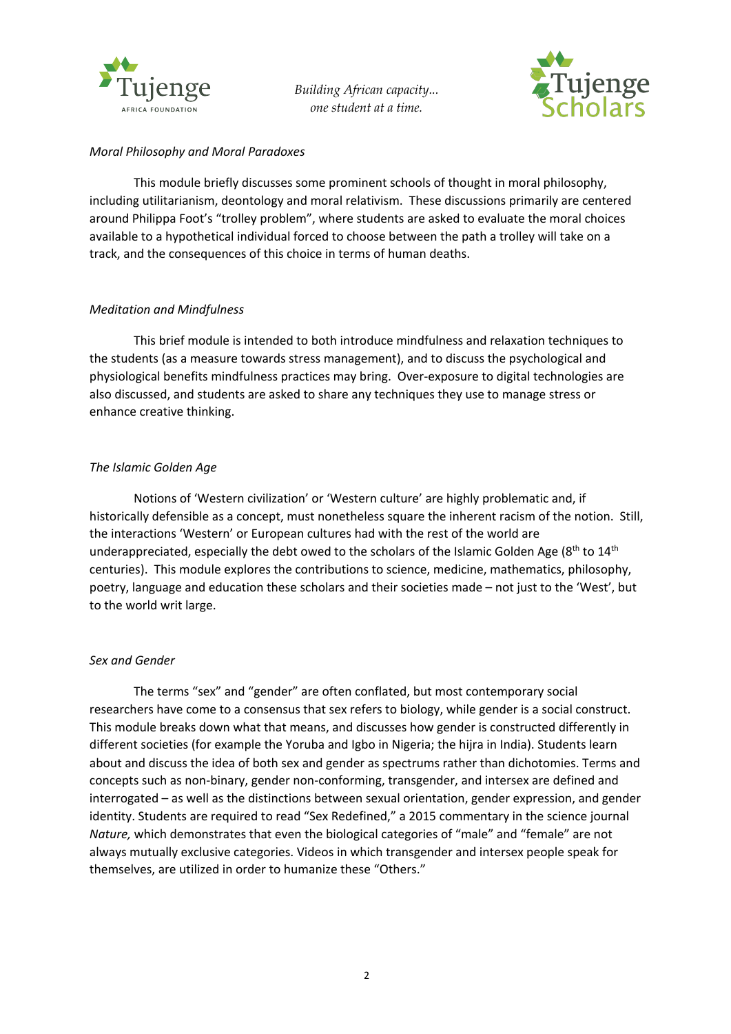*Moral Philosophy and Moral Paradoxes*

This module briefly discusses some prominent schools of thought in moral philosophy, including utilitarianism, deontology and moral relativism. These discussions primarily are centered around Philippa Foot's "trolley problem", where students are asked to evaluate the moral choices available to a hypothetical individual forced to choose between the path a trolley will take on a track, and the consequences of this choice in terms of human deaths.

*Meditation and Mindfulness*

This brief module is intended to both introduce mindfulness and relaxation techniques to the students (as a measure towards stress management), and to discuss the psychological and physiological benefits mindfulness practices may bring. Over-exposure to digital technologies are also discussed, and students are asked to share any techniques they use to manage stress or enhance creative thinking.

*The Islamic Golden Age*

Notions of 'Western civilization' or 'Western culture' are highly problematic and, if historically defensible as a concept, must nonetheless square the inherent racism of the notion. Still, the interactions 'Western' or European cultures had with the rest of the world are underappreciated, especially the debt owed to the scholars of the Islamic Golden Age (8th to 14th centuries). This module explores the contributions to science, medicine, mathematics, philosophy, poetry, language and education these scholars and their societies made – not just to the 'West', but to the world writ large.

*Sex and Gender*

The terms "sex" and "gender" are often conflated, but most contemporary social researchers have come to a consensus that sex refers to biology, while gender is a social construct. This module breaks down what that means, and discusses how gender is constructed differently in different societies (for example the Yoruba and Igbo in Nigeria; the hijra in India). Students learn about and discuss the idea of both sex and gender as spectrums rather than dichotomies. Terms and concepts such as non-binary, gender non-conforming, transgender, and intersex are defined and interrogated – as well as the distinctions between sexual orientation, gender expression, and gender identity. Students are required to read "Sex Redefined," a 2015 commentary in the science journal *Nature,* which demonstrates that even the biological categories of "male" and "female" are not always mutually exclusive categories. Videos in which transgender and intersex people speak for themselves, are utilized in order to humanize these "Others."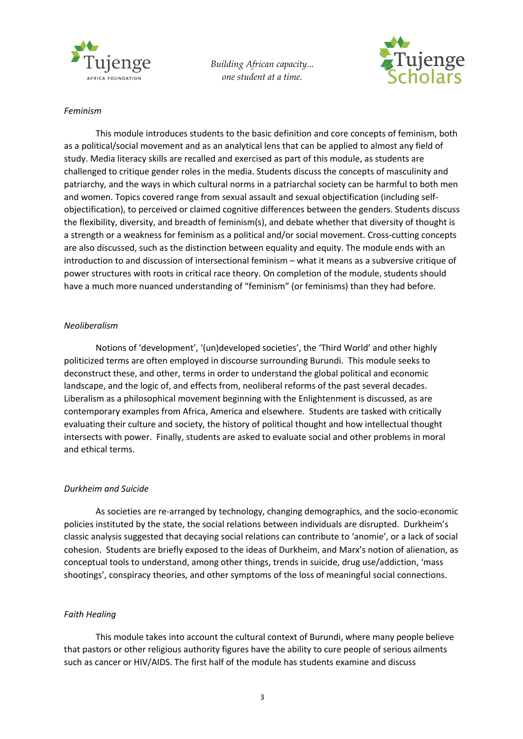*Feminism*

This module introduces students to the basic definition and core concepts of feminism, both as a political/social movement and as an analytical lens that can be applied to almost any field of study. Media literacy skills are recalled and exercised as part of this module, as students are challenged to critique gender roles in the media. Students discuss the concepts of masculinity and patriarchy, and the ways in which cultural norms in a patriarchal society can be harmful to both men and women. Topics covered range from sexual assault and sexual objectification (including self-objectification), to perceived or claimed cognitive differences between the genders. Students discuss the flexibility, diversity, and breadth of feminism(s), and debate whether that diversity of thought is a strength or a weakness for feminism as a political and/or social movement. Cross-cutting concepts are also discussed, such as the distinction between equality and equity. The module ends with an introduction to and discussion of intersectional feminism – what it means as a subversive critique of power structures with roots in critical race theory. On completion of the module, students should have a much more nuanced understanding of "feminism" (or feminisms) than they had before.

*Neoliberalism*

Notions of 'development', '(un)developed societies', the 'Third World' and other highly politicized terms are often employed in discourse surrounding Burundi. This module seeks to deconstruct these, and other, terms in order to understand the global political and economic landscape, and the logic of, and effects from, neoliberal reforms of the past several decades. Liberalism as a philosophical movement beginning with the Enlightenment is discussed, as are contemporary examples from Africa, America and elsewhere. Students are tasked with critically evaluating their culture and society, the history of political thought and how intellectual thought intersects with power. Finally, students are asked to evaluate social and other problems in moral and ethical terms.

*Durkheim and Suicide*

As societies are re-arranged by technology, changing demographics, and the socio-economic policies instituted by the state, the social relations between individuals are disrupted. Durkheim's classic analysis suggested that decaying social relations can contribute to 'anomie', or a lack of social cohesion. Students are briefly exposed to the ideas of Durkheim, and Marx's notion of alienation, as conceptual tools to understand, among other things, trends in suicide, drug use/addiction, 'mass shootings', conspiracy theories, and other symptoms of the loss of meaningful social connections.

*Faith Healing*

This module takes into account the cultural context of Burundi, where many people believe that pastors or other religious authority figures have the ability to cure people of serious ailments such as cancer or HIV/AIDS. The first half of the module has students examine and discuss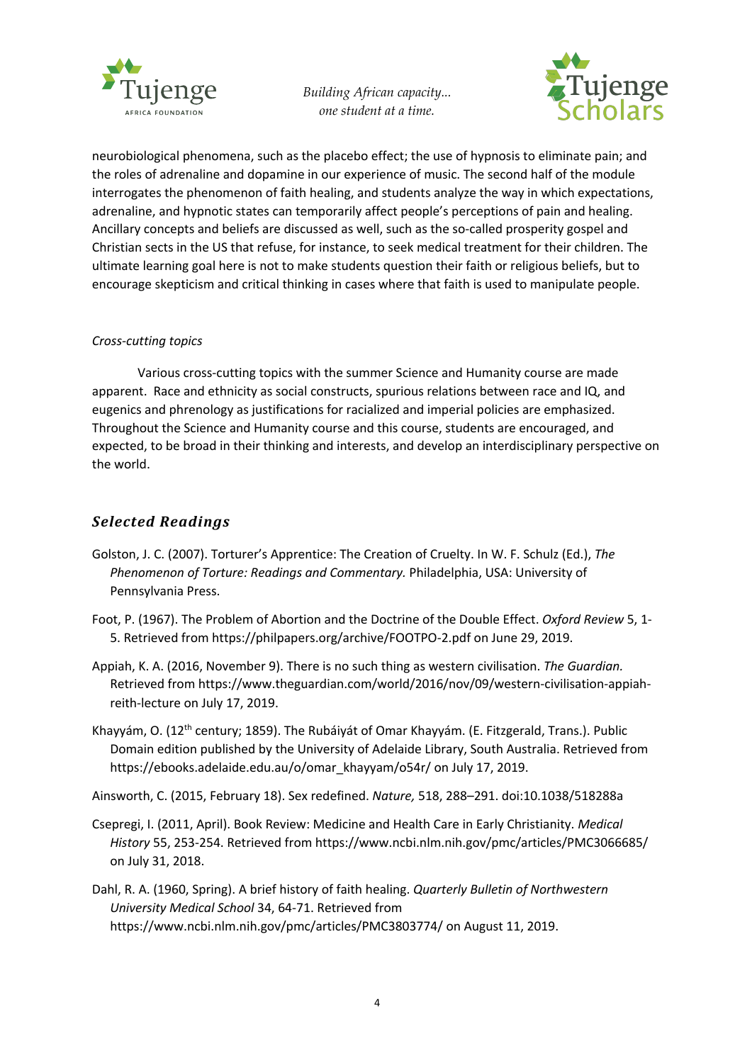neurobiological phenomena, such as the placebo effect; the use of hypnosis to eliminate pain; and the roles of adrenaline and dopamine in our experience of music. The second half of the module interrogates the phenomenon of faith healing, and students analyze the way in which expectations, adrenaline, and hypnotic states can temporarily affect people's perceptions of pain and healing. Ancillary concepts and beliefs are discussed as well, such as the so-called prosperity gospel and Christian sects in the US that refuse, for instance, to seek medical treatment for their children. The ultimate learning goal here is not to make students question their faith or religious beliefs, but to encourage skepticism and critical thinking in cases where that faith is used to manipulate people.

*Cross-cutting topics*

Various cross-cutting topics with the summer Science and Humanity course are made apparent. Race and ethnicity as social constructs, spurious relations between race and IQ, and eugenics and phrenology as justifications for racialized and imperial policies are emphasized. Throughout the Science and Humanity course and this course, students are encouraged, and expected, to be broad in their thinking and interests, and develop an interdisciplinary perspective on the world.

## *Selected Readings*

Golston, J. C. (2007). Torturer's Apprentice: The Creation of Cruelty. In W. F. Schulz (Ed.), *The Phenomenon of Torture: Readings and Commentary.* Philadelphia, USA: University of Pennsylvania Press.

Foot, P. (1967). The Problem of Abortion and the Doctrine of the Double Effect. *Oxford Review* 5, 1-5. Retrieved from https://philpapers.org/archive/FOOTPO-2.pdf on June 29, 2019.

Appiah, K. A. (2016, November 9). There is no such thing as western civilisation. *The Guardian.* Retrieved from https://www.theguardian.com/world/2016/nov/09/western-civilisation-appiah-reith-lecture on July 17, 2019.

Khayyám, O. (12th century; 1859). The Rubáiyát of Omar Khayyám. (E. Fitzgerald, Trans.). Public Domain edition published by the University of Adelaide Library, South Australia. Retrieved from https://ebooks.adelaide.edu.au/o/omar_khayyam/o54r/ on July 17, 2019.

Ainsworth, C. (2015, February 18). Sex redefined. *Nature,* 518, 288–291. doi:10.1038/518288a

Csepregi, I. (2011, April). Book Review: Medicine and Health Care in Early Christianity. *Medical History* 55, 253-254. Retrieved from https://www.ncbi.nlm.nih.gov/pmc/articles/PMC3066685/ on July 31, 2018.

Dahl, R. A. (1960, Spring). A brief history of faith healing. *Quarterly Bulletin of Northwestern University Medical School* 34, 64-71. Retrieved from https://www.ncbi.nlm.nih.gov/pmc/articles/PMC3803774/ on August 11, 2019.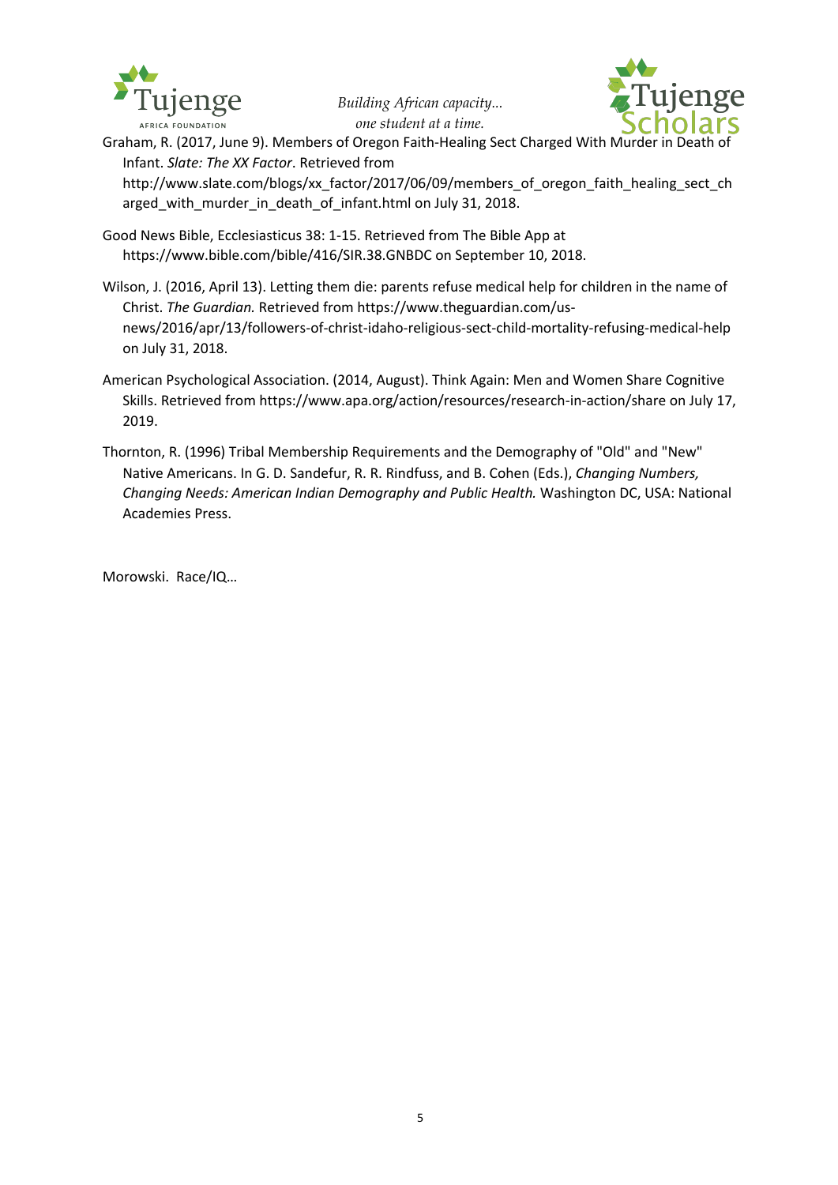Graham, R. (2017, June 9). Members of Oregon Faith-Healing Sect Charged With Murder in Death of Infant. *Slate: The XX Factor*. Retrieved from http://www.slate.com/blogs/xx_factor/2017/06/09/members_of_oregon_faith_healing_sect_charged_with_murder_in_death_of_infant.html on July 31, 2018.

Good News Bible, Ecclesiasticus 38: 1-15. Retrieved from The Bible App at https://www.bible.com/bible/416/SIR.38.GNBDC on September 10, 2018.

Wilson, J. (2016, April 13). Letting them die: parents refuse medical help for children in the name of Christ. *The Guardian.* Retrieved from https://www.theguardian.com/us-news/2016/apr/13/followers-of-christ-idaho-religious-sect-child-mortality-refusing-medical-help on July 31, 2018.

American Psychological Association. (2014, August). Think Again: Men and Women Share Cognitive Skills. Retrieved from https://www.apa.org/action/resources/research-in-action/share on July 17, 2019.

Thornton, R. (1996) Tribal Membership Requirements and the Demography of "Old" and "New" Native Americans. In G. D. Sandefur, R. R. Rindfuss, and B. Cohen (Eds.), *Changing Numbers, Changing Needs: American Indian Demography and Public Health.* Washington DC, USA: National Academies Press.

Morowski. Race/IQ…